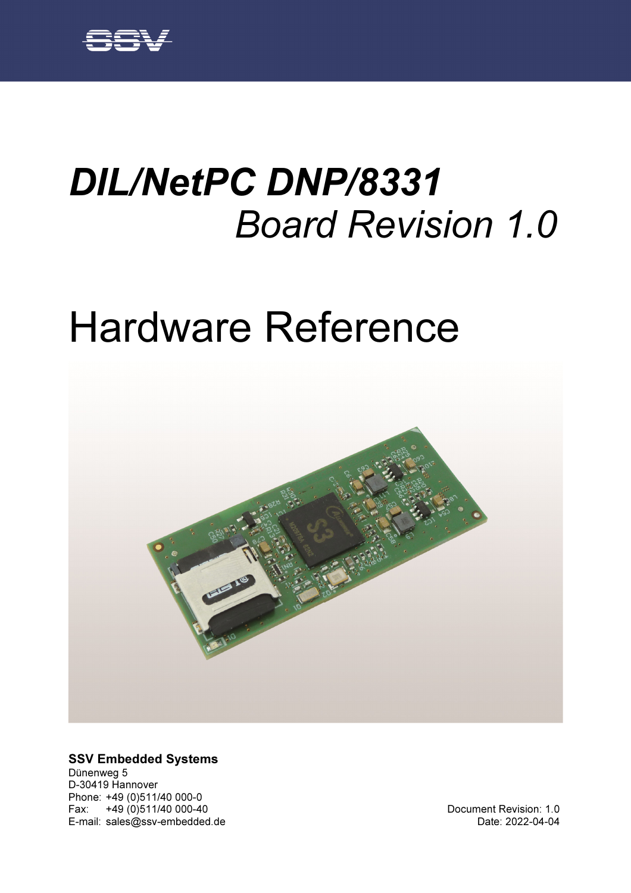# *DIL/NetPC DNP/8331*
## *Board Revision 1.0*

# Hardware Reference

**SSV Embedded Systems**
Dünenweg 5
D-30419 Hannover
Phone: +49 (0)511/40 000-0
Fax: +49 (0)511/40 000-40
E-mail: sales@ssv-embedded.de

Document Revision: 1.0
Date: 2022-04-04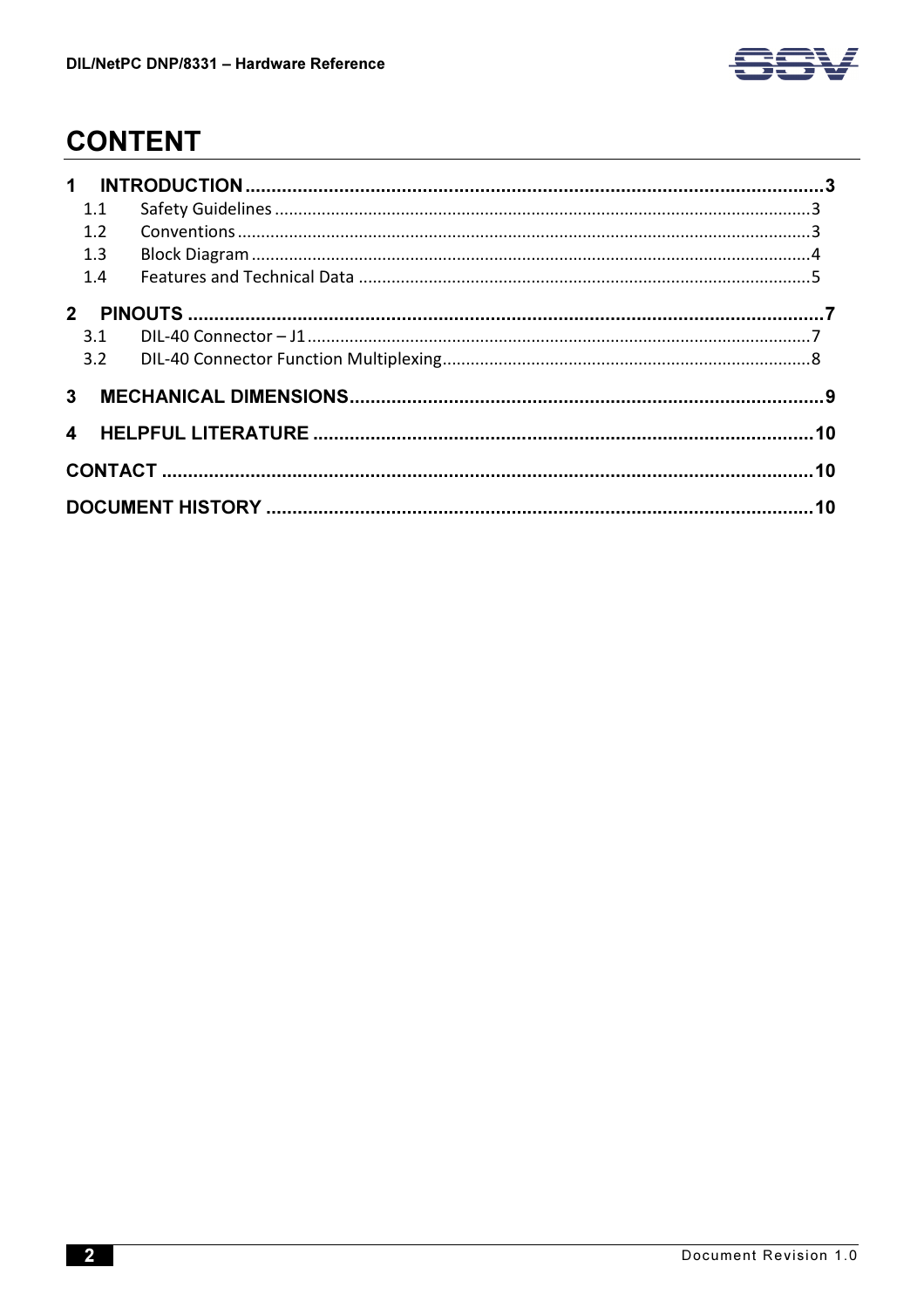# CONTENT

1 INTRODUCTION .................................................................................................................3
   1.1 Safety Guidelines ..............................................................................................................3
   1.2 Conventions ......................................................................................................................3
   1.3 Block Diagram ...................................................................................................................4
   1.4 Features and Technical Data .............................................................................................5

2 PINOUTS ........................................................................................................................7
   3.1 DIL-40 Connector – J1 .......................................................................................................7
   3.2 DIL-40 Connector Function Multiplexing ...........................................................................8

3 MECHANICAL DIMENSIONS ..........................................................................................9

4 HELPFUL LITERATURE .................................................................................................10

CONTACT ..........................................................................................................................10

DOCUMENT HISTORY .....................................................................................................10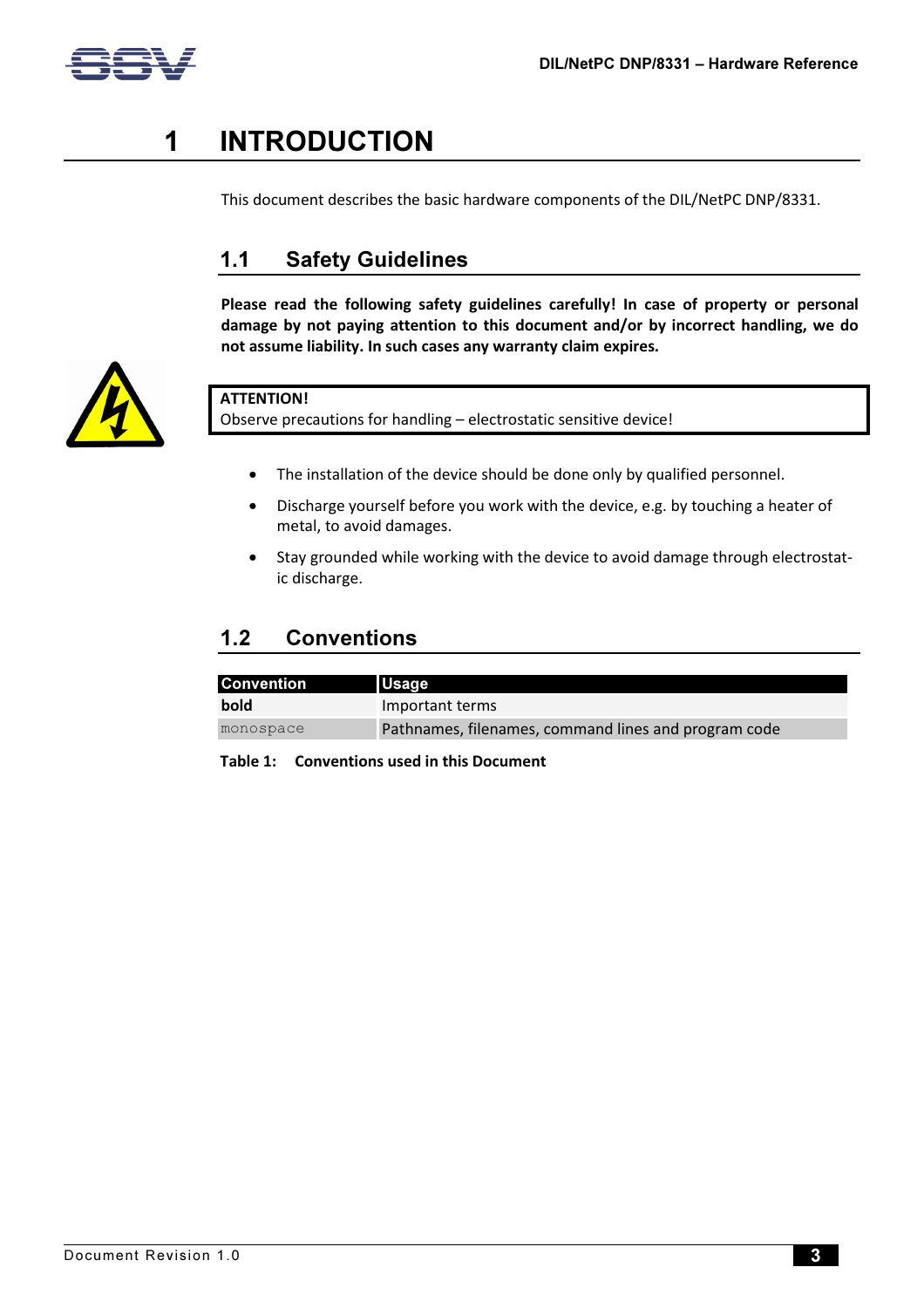# 1 INTRODUCTION

This document describes the basic hardware components of the DIL/NetPC DNP/8331.

## 1.1 Safety Guidelines

**Please read the following safety guidelines carefully! In case of property or personal damage by not paying attention to this document and/or by incorrect handling, we do not assume liability. In such cases any warranty claim expires.**

**ATTENTION!**
Observe precautions for handling – electrostatic sensitive device!

- The installation of the device should be done only by qualified personnel.
- Discharge yourself before you work with the device, e.g. by touching a heater of metal, to avoid damages.
- Stay grounded while working with the device to avoid damage through electrostatic discharge.

## 1.2 Conventions

| Convention | Usage |
| --- | --- |
| **bold** | Important terms |
| `monospace` | Pathnames, filenames, command lines and program code |

**Table 1: Conventions used in this Document**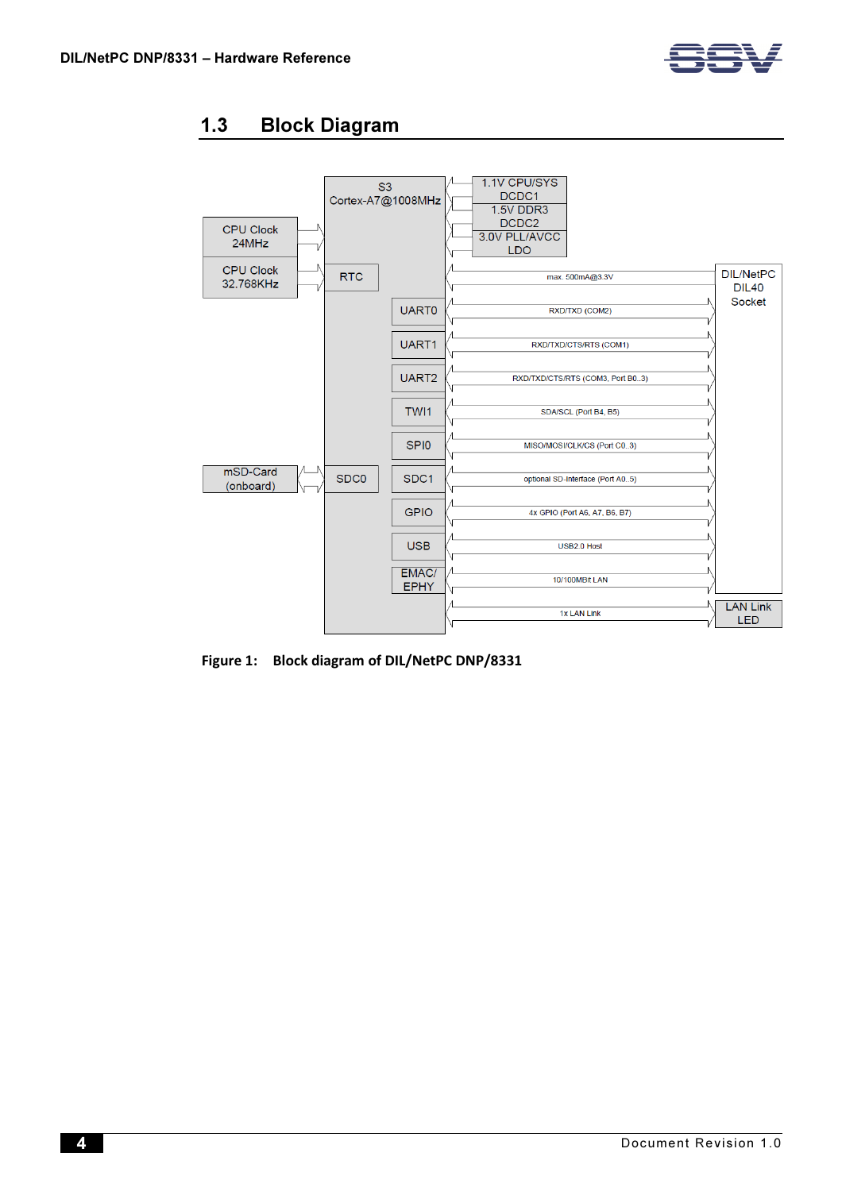## 1.3 Block Diagram

**Figure 1: Block diagram of DIL/NetPC DNP/8331**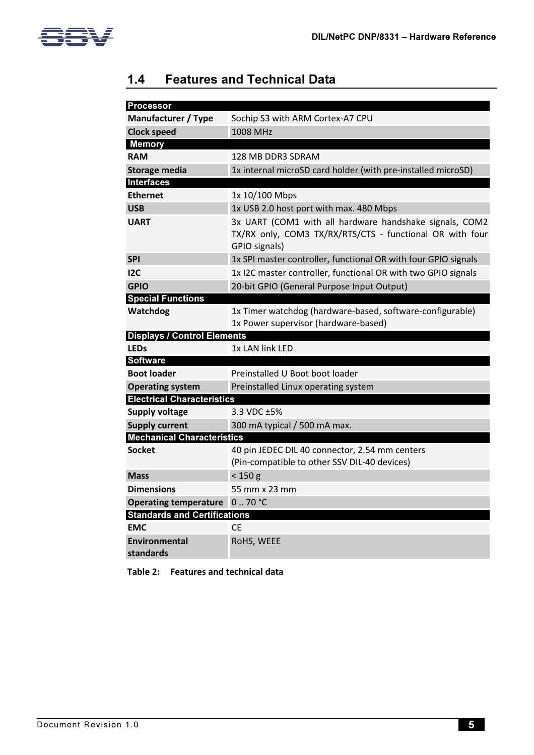## 1.4 Features and Technical Data

| **Processor** | |
|---|---|
| **Manufacturer / Type** | Sochip S3 with ARM Cortex-A7 CPU |
| **Clock speed** | 1008 MHz |
| **Memory** | |
| **RAM** | 128 MB DDR3 SDRAM |
| **Storage media** | 1x internal microSD card holder (with pre-installed microSD) |
| **Interfaces** | |
| **Ethernet** | 1x 10/100 Mbps |
| **USB** | 1x USB 2.0 host port with max. 480 Mbps |
| **UART** | 3x UART (COM1 with all hardware handshake signals, COM2 TX/RX only, COM3 TX/RX/RTS/CTS - functional OR with four GPIO signals) |
| **SPI** | 1x SPI master controller, functional OR with four GPIO signals |
| **I2C** | 1x I2C master controller, functional OR with two GPIO signals |
| **GPIO** | 20-bit GPIO (General Purpose Input Output) |
| **Special Functions** | |
| **Watchdog** | 1x Timer watchdog (hardware-based, software-configurable)<br>1x Power supervisor (hardware-based) |
| **Displays / Control Elements** | |
| **LEDs** | 1x LAN link LED |
| **Software** | |
| **Boot loader** | Preinstalled U Boot boot loader |
| **Operating system** | Preinstalled Linux operating system |
| **Electrical Characteristics** | |
| **Supply voltage** | 3.3 VDC ±5% |
| **Supply current** | 300 mA typical / 500 mA max. |
| **Mechanical Characteristics** | |
| **Socket** | 40 pin JEDEC DIL 40 connector, 2.54 mm centers<br>(Pin-compatible to other SSV DIL-40 devices) |
| **Mass** | < 150 g |
| **Dimensions** | 55 mm x 23 mm |
| **Operating temperature** | 0 .. 70 °C |
| **Standards and Certifications** | |
| **EMC** | CE |
| **Environmental standards** | RoHS, WEEE |

**Table 2: Features and technical data**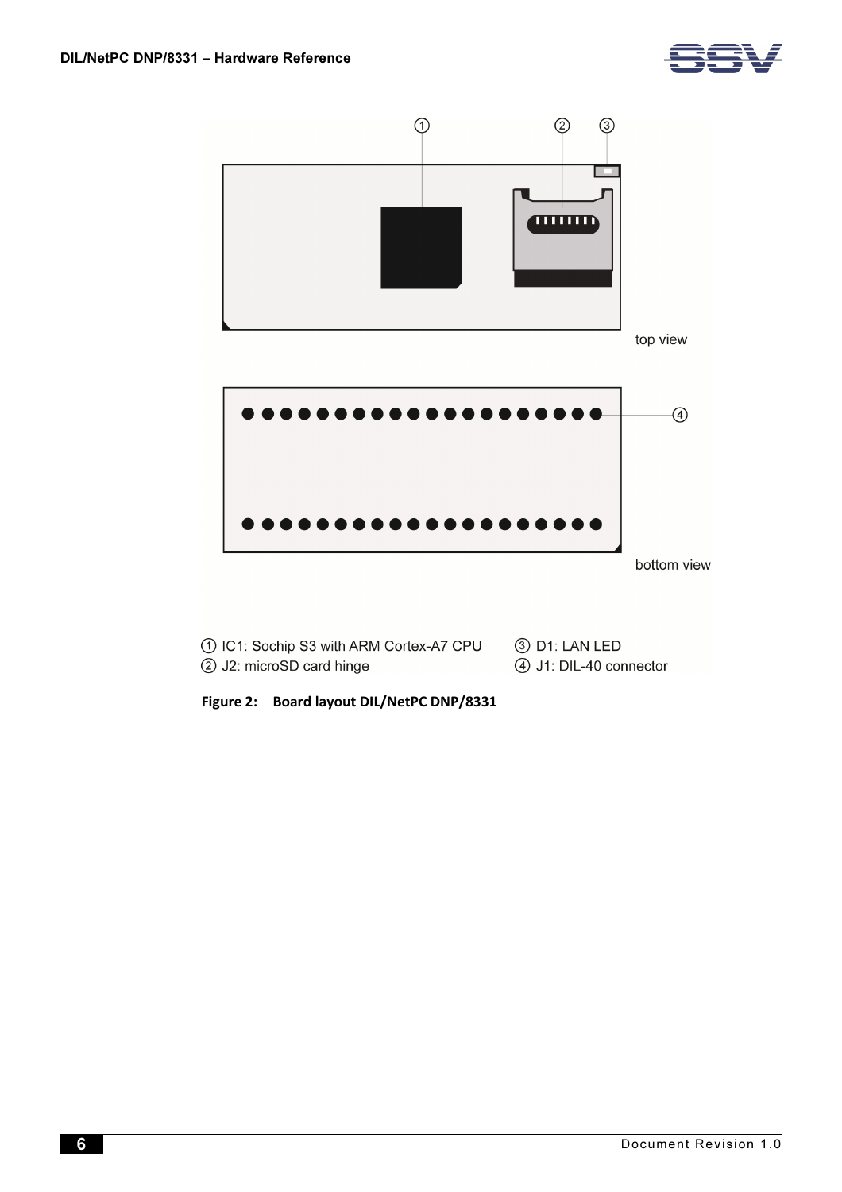top view

bottom view

① IC1: Sochip S3 with ARM Cortex-A7 CPU
② J2: microSD card hinge
③ D1: LAN LED
④ J1: DIL-40 connector

**Figure 2: Board layout DIL/NetPC DNP/8331**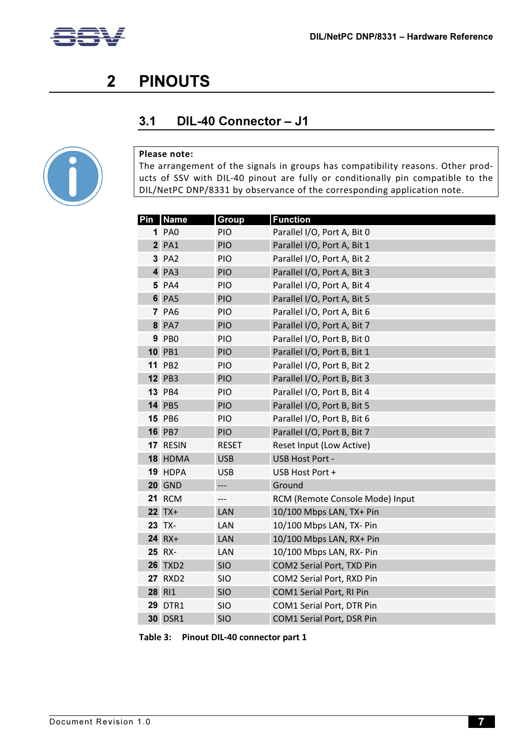# 2 PINOUTS

## 3.1 DIL-40 Connector – J1

**Please note:**
The arrangement of the signals in groups has compatibility reasons. Other products of SSV with DIL-40 pinout are fully or conditionally pin compatible to the DIL/NetPC DNP/8331 by observance of the corresponding application note.

| Pin | Name | Group | Function |
|---|---|---|---|
| 1 | PA0 | PIO | Parallel I/O, Port A, Bit 0 |
| 2 | PA1 | PIO | Parallel I/O, Port A, Bit 1 |
| 3 | PA2 | PIO | Parallel I/O, Port A, Bit 2 |
| 4 | PA3 | PIO | Parallel I/O, Port A, Bit 3 |
| 5 | PA4 | PIO | Parallel I/O, Port A, Bit 4 |
| 6 | PA5 | PIO | Parallel I/O, Port A, Bit 5 |
| 7 | PA6 | PIO | Parallel I/O, Port A, Bit 6 |
| 8 | PA7 | PIO | Parallel I/O, Port A, Bit 7 |
| 9 | PB0 | PIO | Parallel I/O, Port B, Bit 0 |
| 10 | PB1 | PIO | Parallel I/O, Port B, Bit 1 |
| 11 | PB2 | PIO | Parallel I/O, Port B, Bit 2 |
| 12 | PB3 | PIO | Parallel I/O, Port B, Bit 3 |
| 13 | PB4 | PIO | Parallel I/O, Port B, Bit 4 |
| 14 | PB5 | PIO | Parallel I/O, Port B, Bit 5 |
| 15 | PB6 | PIO | Parallel I/O, Port B, Bit 6 |
| 16 | PB7 | PIO | Parallel I/O, Port B, Bit 7 |
| 17 | RESIN | RESET | Reset Input (Low Active) |
| 18 | HDMA | USB | USB Host Port - |
| 19 | HDPA | USB | USB Host Port + |
| 20 | GND | --- | Ground |
| 21 | RCM | --- | RCM (Remote Console Mode) Input |
| 22 | TX+ | LAN | 10/100 Mbps LAN, TX+ Pin |
| 23 | TX- | LAN | 10/100 Mbps LAN, TX- Pin |
| 24 | RX+ | LAN | 10/100 Mbps LAN, RX+ Pin |
| 25 | RX- | LAN | 10/100 Mbps LAN, RX- Pin |
| 26 | TXD2 | SIO | COM2 Serial Port, TXD Pin |
| 27 | RXD2 | SIO | COM2 Serial Port, RXD Pin |
| 28 | RI1 | SIO | COM1 Serial Port, RI Pin |
| 29 | DTR1 | SIO | COM1 Serial Port, DTR Pin |
| 30 | DSR1 | SIO | COM1 Serial Port, DSR Pin |

**Table 3: Pinout DIL-40 connector part 1**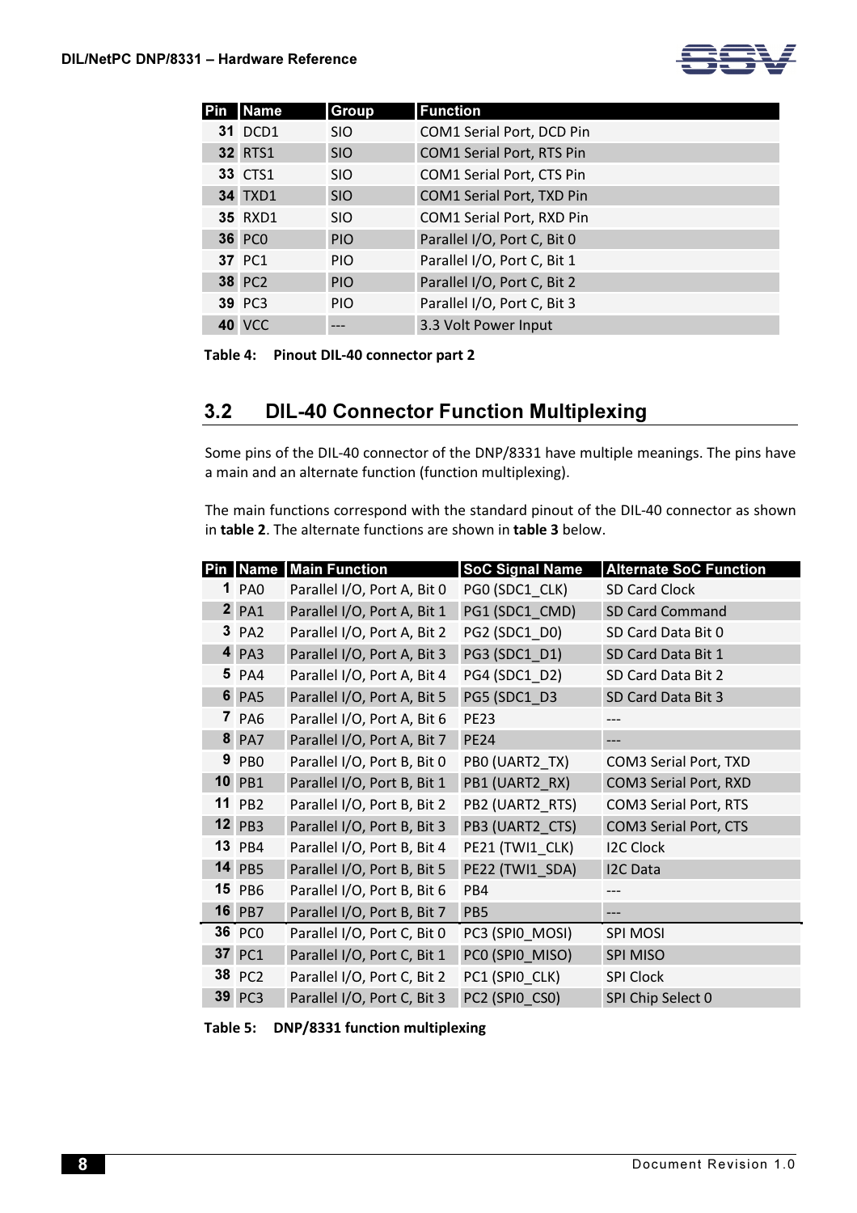| Pin | Name | Group | Function |
|---|---|---|---|
| 31 | DCD1 | SIO | COM1 Serial Port, DCD Pin |
| 32 | RTS1 | SIO | COM1 Serial Port, RTS Pin |
| 33 | CTS1 | SIO | COM1 Serial Port, CTS Pin |
| 34 | TXD1 | SIO | COM1 Serial Port, TXD Pin |
| 35 | RXD1 | SIO | COM1 Serial Port, RXD Pin |
| 36 | PC0 | PIO | Parallel I/O, Port C, Bit 0 |
| 37 | PC1 | PIO | Parallel I/O, Port C, Bit 1 |
| 38 | PC2 | PIO | Parallel I/O, Port C, Bit 2 |
| 39 | PC3 | PIO | Parallel I/O, Port C, Bit 3 |
| 40 | VCC | --- | 3.3 Volt Power Input |

**Table 4: Pinout DIL-40 connector part 2**

## 3.2 DIL-40 Connector Function Multiplexing

Some pins of the DIL-40 connector of the DNP/8331 have multiple meanings. The pins have a main and an alternate function (function multiplexing).

The main functions correspond with the standard pinout of the DIL-40 connector as shown in **table 2**. The alternate functions are shown in **table 3** below.

| Pin | Name | Main Function | SoC Signal Name | Alternate SoC Function |
|---|---|---|---|---|
| 1 | PA0 | Parallel I/O, Port A, Bit 0 | PG0 (SDC1_CLK) | SD Card Clock |
| 2 | PA1 | Parallel I/O, Port A, Bit 1 | PG1 (SDC1_CMD) | SD Card Command |
| 3 | PA2 | Parallel I/O, Port A, Bit 2 | PG2 (SDC1_D0) | SD Card Data Bit 0 |
| 4 | PA3 | Parallel I/O, Port A, Bit 3 | PG3 (SDC1_D1) | SD Card Data Bit 1 |
| 5 | PA4 | Parallel I/O, Port A, Bit 4 | PG4 (SDC1_D2) | SD Card Data Bit 2 |
| 6 | PA5 | Parallel I/O, Port A, Bit 5 | PG5 (SDC1_D3 | SD Card Data Bit 3 |
| 7 | PA6 | Parallel I/O, Port A, Bit 6 | PE23 | --- |
| 8 | PA7 | Parallel I/O, Port A, Bit 7 | PE24 | --- |
| 9 | PB0 | Parallel I/O, Port B, Bit 0 | PB0 (UART2_TX) | COM3 Serial Port, TXD |
| 10 | PB1 | Parallel I/O, Port B, Bit 1 | PB1 (UART2_RX) | COM3 Serial Port, RXD |
| 11 | PB2 | Parallel I/O, Port B, Bit 2 | PB2 (UART2_RTS) | COM3 Serial Port, RTS |
| 12 | PB3 | Parallel I/O, Port B, Bit 3 | PB3 (UART2_CTS) | COM3 Serial Port, CTS |
| 13 | PB4 | Parallel I/O, Port B, Bit 4 | PE21 (TWI1_CLK) | I2C Clock |
| 14 | PB5 | Parallel I/O, Port B, Bit 5 | PE22 (TWI1_SDA) | I2C Data |
| 15 | PB6 | Parallel I/O, Port B, Bit 6 | PB4 | --- |
| 16 | PB7 | Parallel I/O, Port B, Bit 7 | PB5 | --- |
| 36 | PC0 | Parallel I/O, Port C, Bit 0 | PC3 (SPI0_MOSI) | SPI MOSI |
| 37 | PC1 | Parallel I/O, Port C, Bit 1 | PC0 (SPI0_MISO) | SPI MISO |
| 38 | PC2 | Parallel I/O, Port C, Bit 2 | PC1 (SPI0_CLK) | SPI Clock |
| 39 | PC3 | Parallel I/O, Port C, Bit 3 | PC2 (SPI0_CS0) | SPI Chip Select 0 |

**Table 5: DNP/8331 function multiplexing**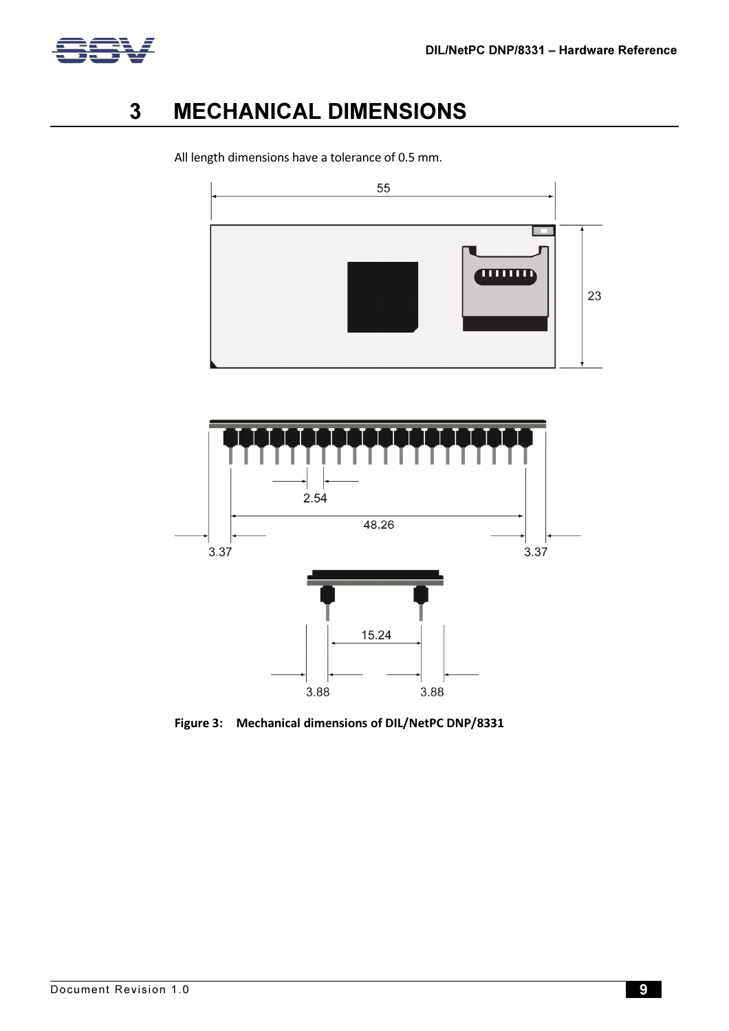# 3 MECHANICAL DIMENSIONS

All length dimensions have a tolerance of 0.5 mm.

55

23

2.54

48.26

3.37

3.37

15.24

3.88

3.88

**Figure 3: Mechanical dimensions of DIL/NetPC DNP/8331**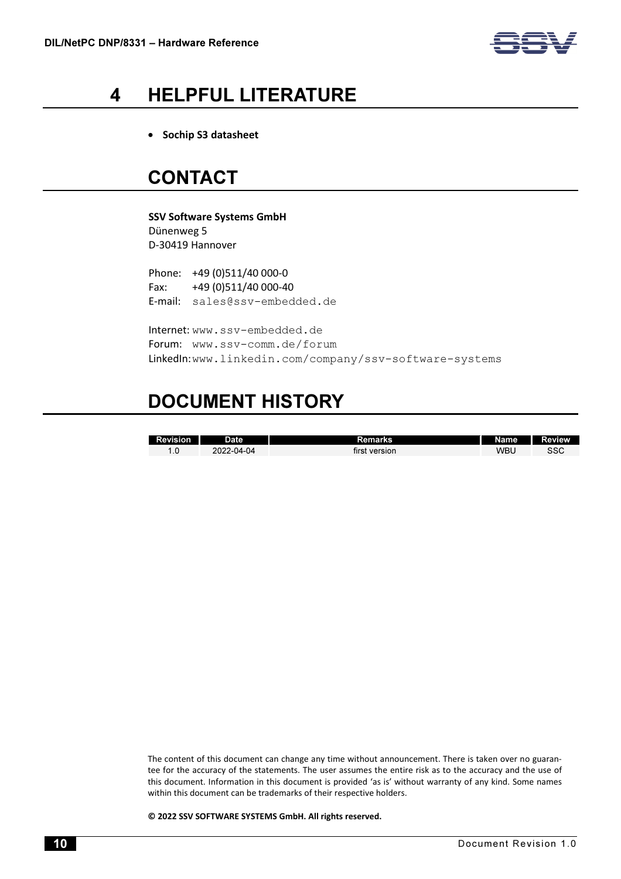# 4 HELPFUL LITERATURE

- **Sochip S3 datasheet**

# CONTACT

**SSV Software Systems GmbH**
Dünenweg 5
D-30419 Hannover

Phone: +49 (0)511/40 000-0
Fax: +49 (0)511/40 000-40
E-mail: sales@ssv-embedded.de

Internet: www.ssv-embedded.de
Forum: www.ssv-comm.de/forum
LinkedIn: www.linkedin.com/company/ssv-software-systems

# DOCUMENT HISTORY

| Revision | Date | Remarks | Name | Review |
|---|---|---|---|---|
| 1.0 | 2022-04-04 | first version | WBU | SSC |

The content of this document can change any time without announcement. There is taken over no guarantee for the accuracy of the statements. The user assumes the entire risk as to the accuracy and the use of this document. Information in this document is provided 'as is' without warranty of any kind. Some names within this document can be trademarks of their respective holders.

**© 2022 SSV SOFTWARE SYSTEMS GmbH. All rights reserved.**